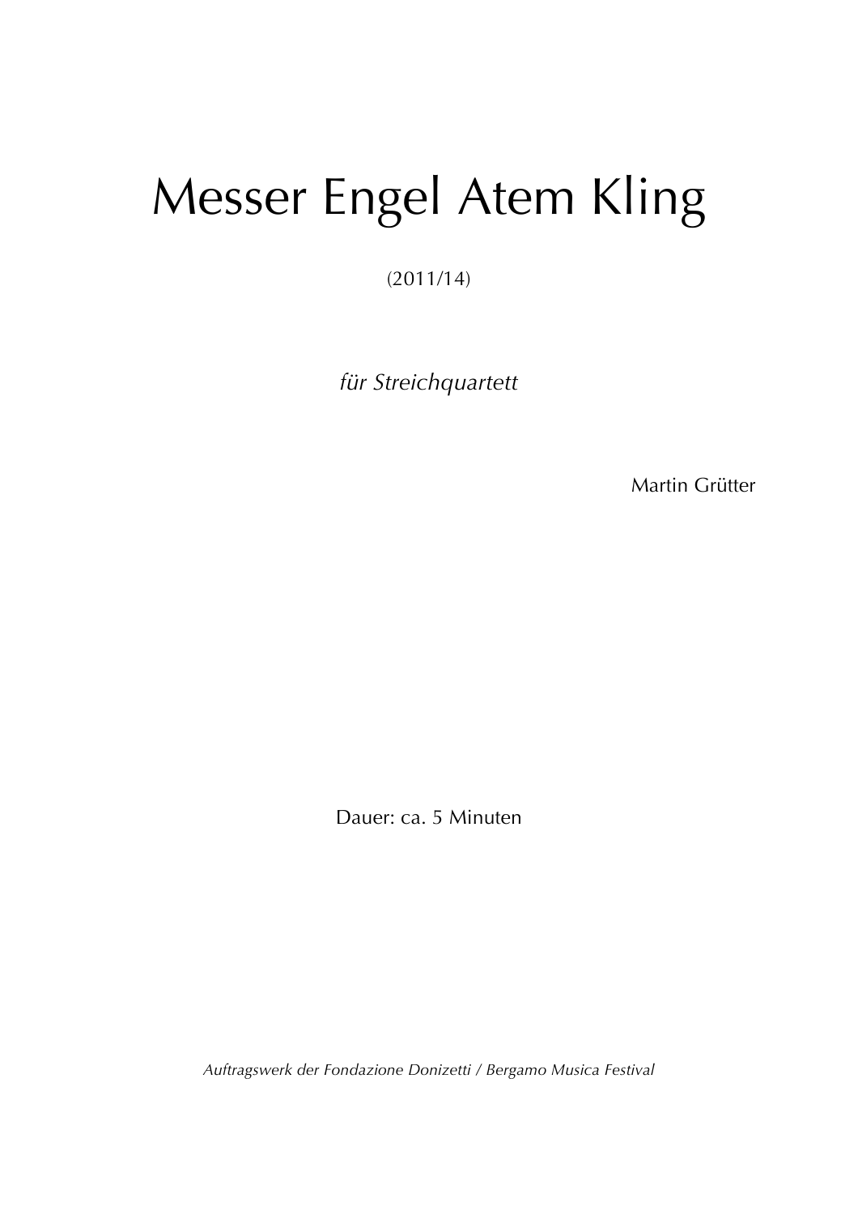# Messer Engel Atem Kling

(2011/14)

*für Streichquartett*

Martin Grütter

Dauer: ca. 5 Minuten

*Auftragswerk der Fondazione Donizetti / Bergamo Musica Festival*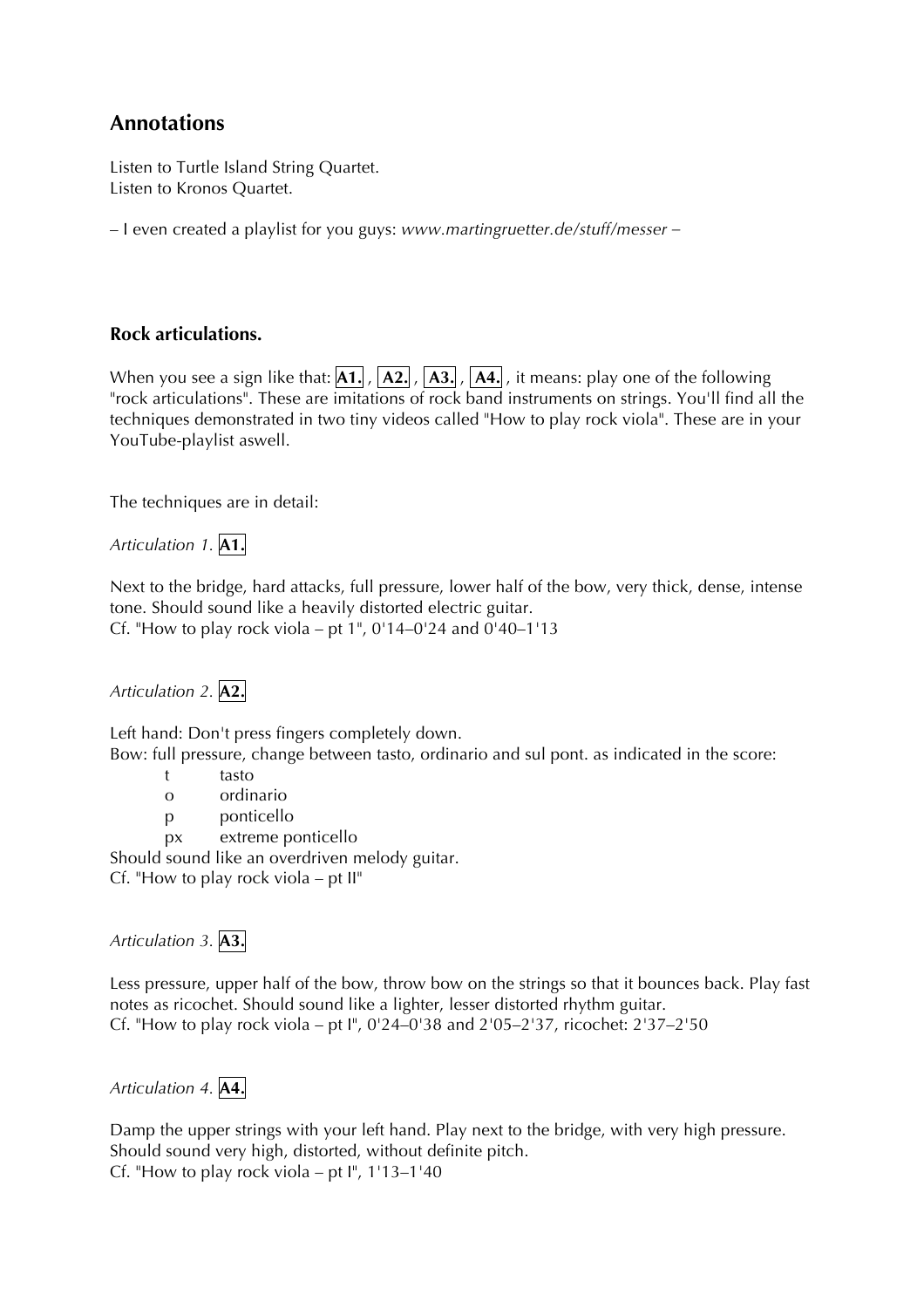## Annotations

Listen to Turtle Island String Quartet.
Listen to Kronos Quartet.

– I even created a playlist for you guys: *www.martingruetter.de/stuff/messer* –

### Rock articulations.

When you see a sign like that: **A1.** , **A2.** , **A3.** , **A4.** , it means: play one of the following "rock articulations". These are imitations of rock band instruments on strings. You'll find all the techniques demonstrated in two tiny videos called "How to play rock viola". These are in your YouTube-playlist aswell.

The techniques are in detail:

*Articulation 1.* **A1.**

Next to the bridge, hard attacks, full pressure, lower half of the bow, very thick, dense, intense tone. Should sound like a heavily distorted electric guitar.
Cf. "How to play rock viola – pt 1", 0'14–0'24 and 0'40–1'13

*Articulation 2.* **A2.**

Left hand: Don't press fingers completely down.
Bow: full pressure, change between tasto, ordinario and sul pont. as indicated in the score:

- t tasto
- o ordinario
- p ponticello
- px extreme ponticello

Should sound like an overdriven melody guitar.
Cf. "How to play rock viola – pt II"

*Articulation 3.* **A3.**

Less pressure, upper half of the bow, throw bow on the strings so that it bounces back. Play fast notes as ricochet. Should sound like a lighter, lesser distorted rhythm guitar.
Cf. "How to play rock viola – pt I", 0'24–0'38 and 2'05–2'37, ricochet: 2'37–2'50

*Articulation 4.* **A4.**

Damp the upper strings with your left hand. Play next to the bridge, with very high pressure. Should sound very high, distorted, without definite pitch.
Cf. "How to play rock viola – pt I", 1'13–1'40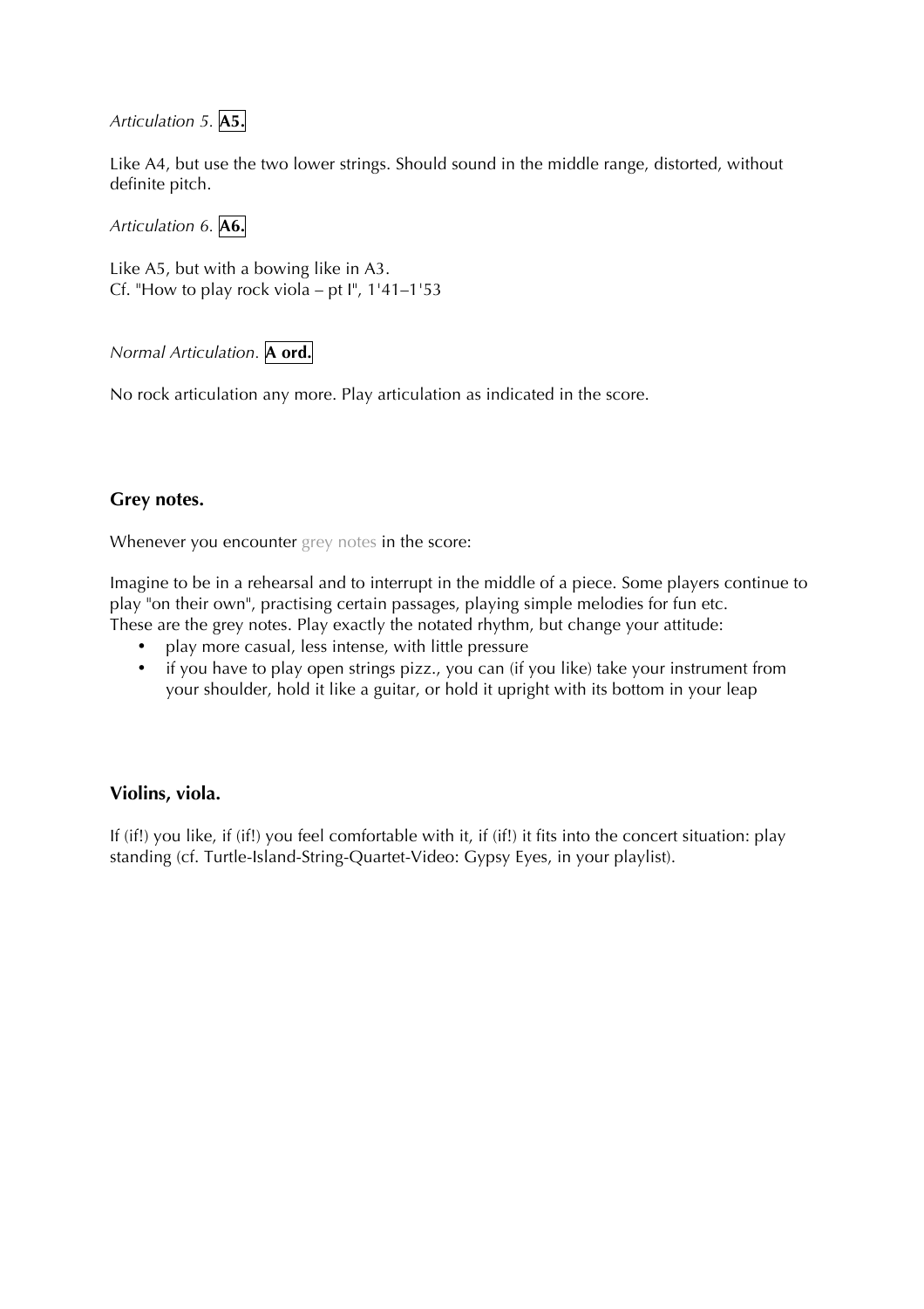*Articulation 5.* **A5.**

Like A4, but use the two lower strings. Should sound in the middle range, distorted, without definite pitch.

*Articulation 6.* **A6.**

Like A5, but with a bowing like in A3.
Cf. "How to play rock viola – pt I", 1'41–1'53

*Normal Articulation.* **A ord.**

No rock articulation any more. Play articulation as indicated in the score.

### Grey notes.

Whenever you encounter grey notes in the score:

Imagine to be in a rehearsal and to interrupt in the middle of a piece. Some players continue to play "on their own", practising certain passages, playing simple melodies for fun etc.
These are the grey notes. Play exactly the notated rhythm, but change your attitude:

- play more casual, less intense, with little pressure
- if you have to play open strings pizz., you can (if you like) take your instrument from your shoulder, hold it like a guitar, or hold it upright with its bottom in your leap

### Violins, viola.

If (if!) you like, if (if!) you feel comfortable with it, if (if!) it fits into the concert situation: play standing (cf. Turtle-Island-String-Quartet-Video: Gypsy Eyes, in your playlist).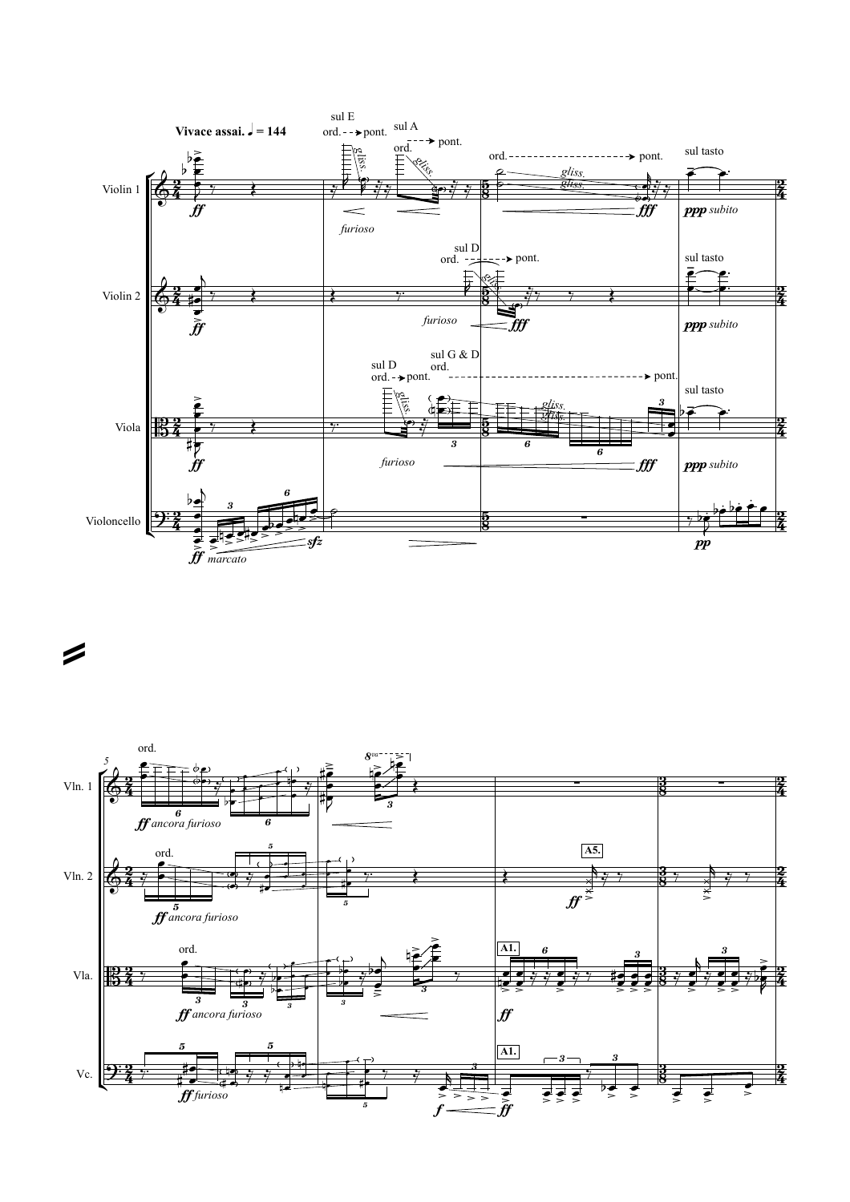**Vivace assai.** ♩ = 144

Violin 1

Violin 2

Viola

Violoncello

sul E

ord. - - → pont.

sul A

ord. - - → pont.

ord. - - - - - - - - - - - - - - - → pont.

sul tasto

*gliss.*

*furioso*

*fff*

*ppp subito*

sul D

ord. - - - → pont.

*furioso*

*fff*

*ppp subito*

sul D

ord. - → pont.

sul G & D

ord. - - - - - - - - - - - - - - - - - → pont.

sul tasto

*furioso*

*fff*

*ppp subito*

*ff marcato*

*sfz*

*pp*

Vln. 1

Vln. 2

Vla.

Vc.

ord.

*ff ancora furioso*

*ff ancora furioso*

*ff ancora furioso*

*ff furioso*

A5.

A1.

A1.

*ff*

*f*

*ff*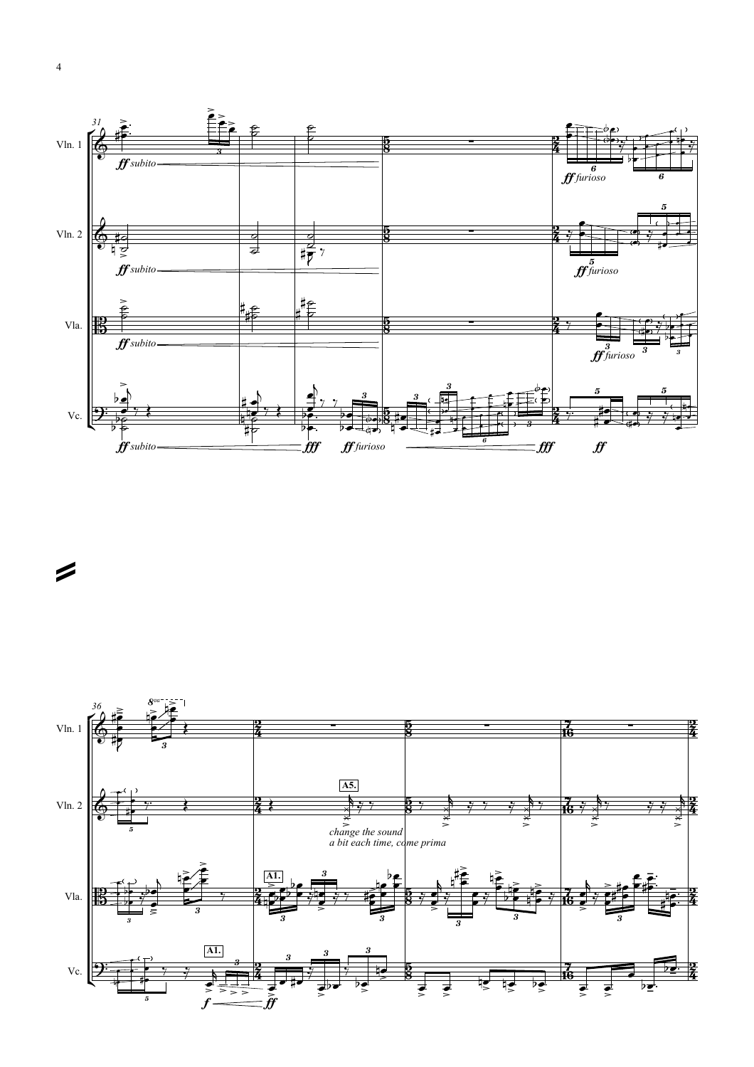Vln. 1

Vln. 2

Vla.

Vc.

*ff subito*

*fff*

*ff furioso*

*ff*

A5.

*change the sound a bit each time, come prima*

A1.

*f*

*ff*